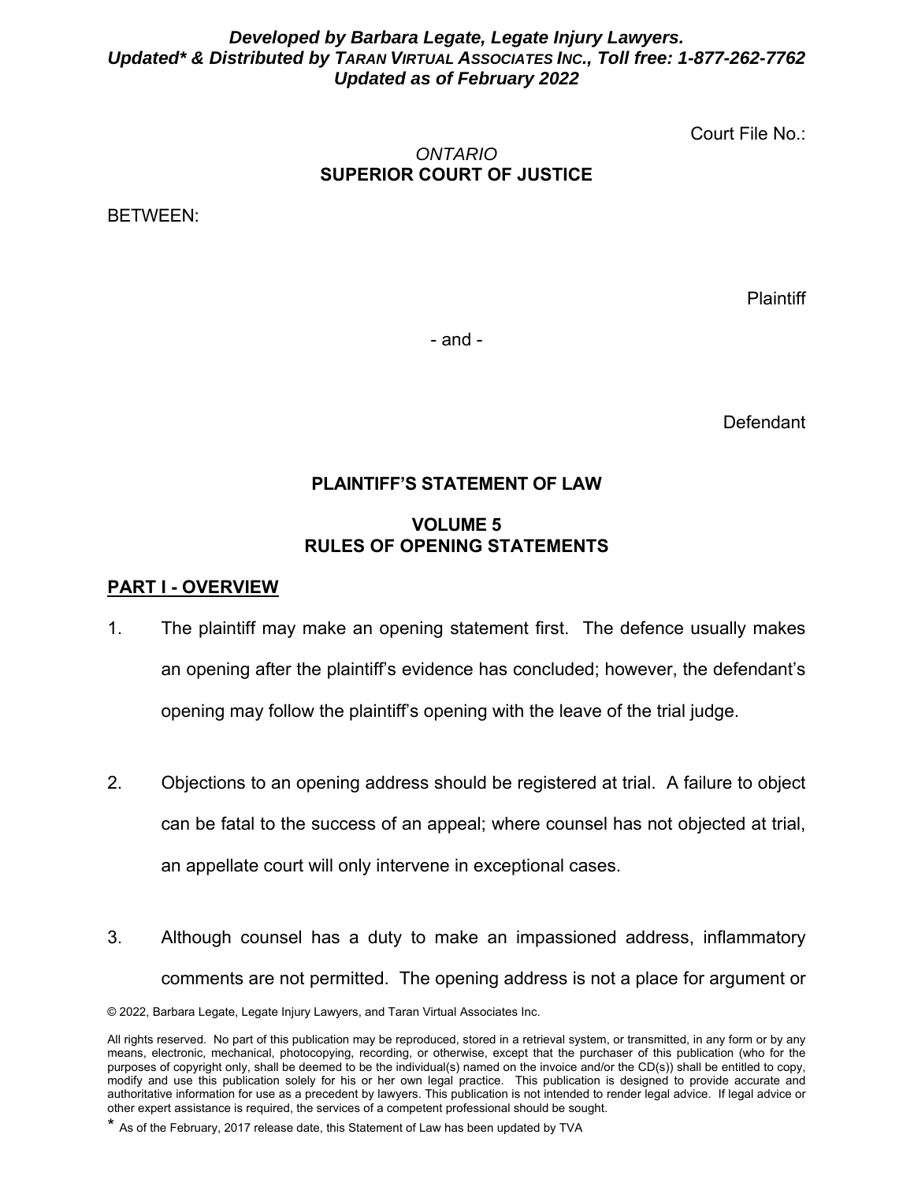*Developed by Barbara Legate, Legate Injury Lawyers.*
*Updated* & Distributed by TARAN VIRTUAL ASSOCIATES INC., Toll free: 1-877-262-7762*
*Updated as of February 2022*

Court File No.:

*ONTARIO*
**SUPERIOR COURT OF JUSTICE**

BETWEEN:

Plaintiff

\- and -

Defendant

**PLAINTIFF'S STATEMENT OF LAW**

**VOLUME 5**
**RULES OF OPENING STATEMENTS**

## PART I - OVERVIEW

1. The plaintiff may make an opening statement first. The defence usually makes an opening after the plaintiff's evidence has concluded; however, the defendant's opening may follow the plaintiff's opening with the leave of the trial judge.

2. Objections to an opening address should be registered at trial. A failure to object can be fatal to the success of an appeal; where counsel has not objected at trial, an appellate court will only intervene in exceptional cases.

3. Although counsel has a duty to make an impassioned address, inflammatory comments are not permitted. The opening address is not a place for argument or

© 2022, Barbara Legate, Legate Injury Lawyers, and Taran Virtual Associates Inc.

All rights reserved. No part of this publication may be reproduced, stored in a retrieval system, or transmitted, in any form or by any means, electronic, mechanical, photocopying, recording, or otherwise, except that the purchaser of this publication (who for the purposes of copyright only, shall be deemed to be the individual(s) named on the invoice and/or the CD(s)) shall be entitled to copy, modify and use this publication solely for his or her own legal practice. This publication is designed to provide accurate and authoritative information for use as a precedent by lawyers. This publication is not intended to render legal advice. If legal advice or other expert assistance is required, the services of a competent professional should be sought.

\* As of the February, 2017 release date, this Statement of Law has been updated by TVA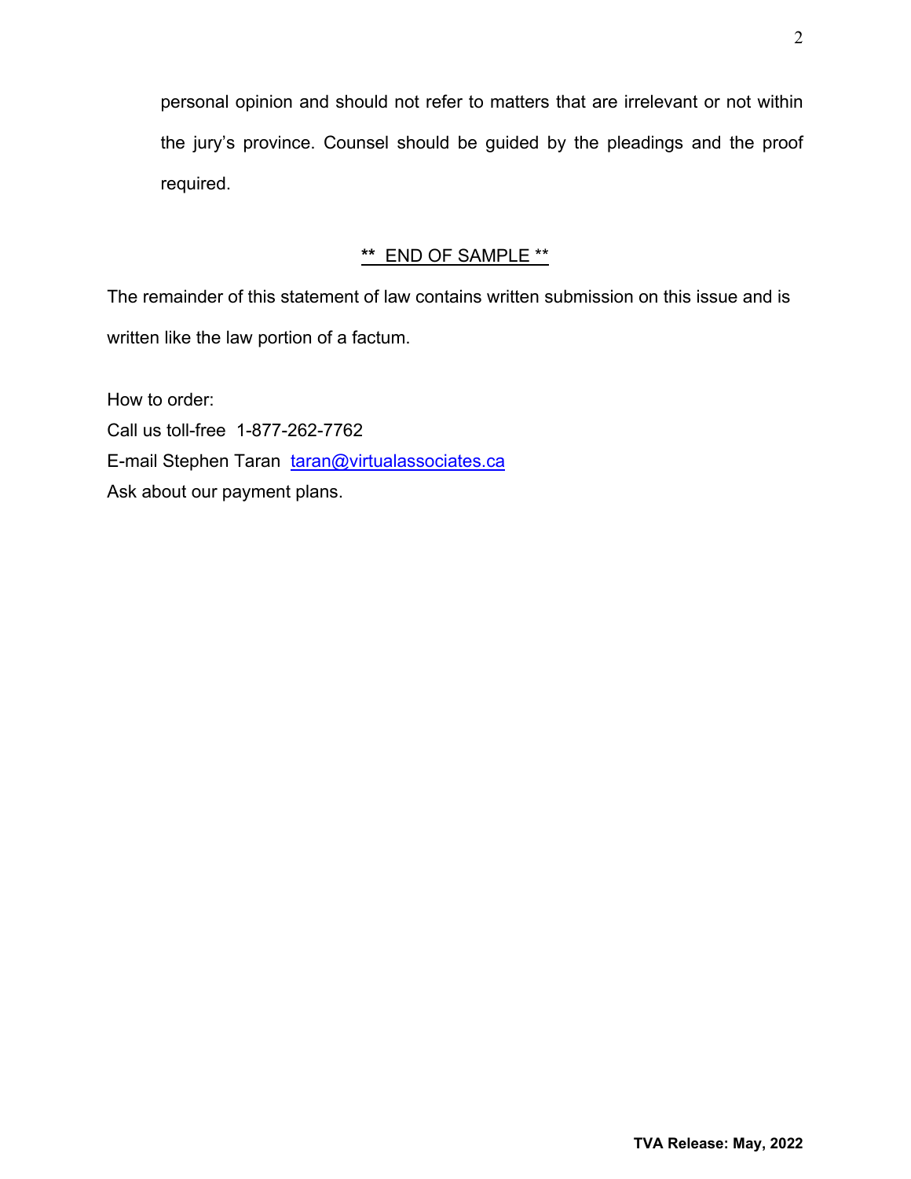personal opinion and should not refer to matters that are irrelevant or not within the jury's province. Counsel should be guided by the pleadings and the proof required.

**\*\* END OF SAMPLE \*\***

The remainder of this statement of law contains written submission on this issue and is written like the law portion of a factum.

How to order:
Call us toll-free 1-877-262-7762
E-mail Stephen Taran taran@virtualassociates.ca
Ask about our payment plans.

**TVA Release: May, 2022**